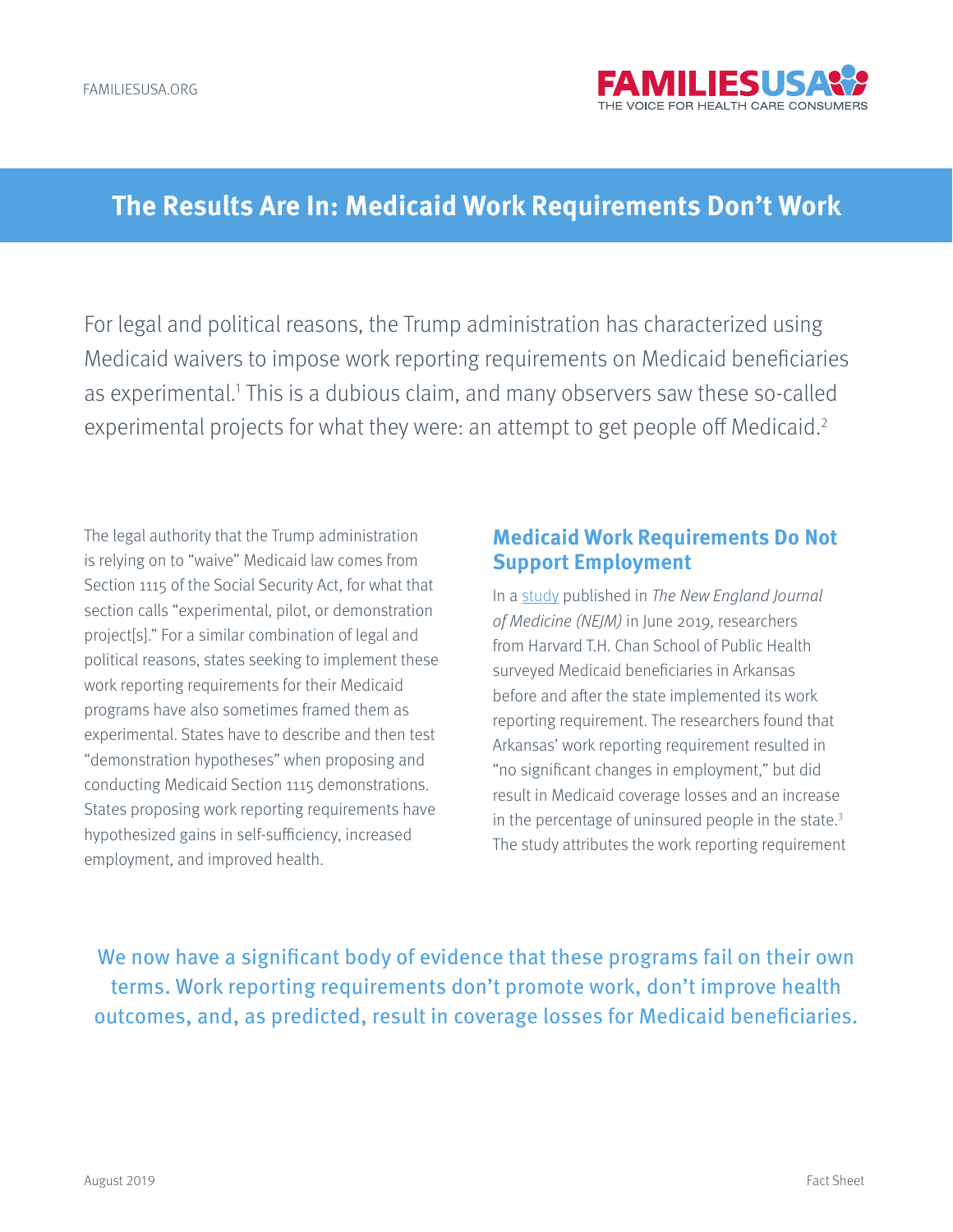# The Results Are In: Medicaid Work Requirements Don't Work

For legal and political reasons, the Trump administration has characterized using Medicaid waivers to impose work reporting requirements on Medicaid beneficiaries as experimental.[1] This is a dubious claim, and many observers saw these so-called experimental projects for what they were: an attempt to get people off Medicaid.[2]

The legal authority that the Trump administration is relying on to "waive" Medicaid law comes from Section 1115 of the Social Security Act, for what that section calls "experimental, pilot, or demonstration project[s]." For a similar combination of legal and political reasons, states seeking to implement these work reporting requirements for their Medicaid programs have also sometimes framed them as experimental. States have to describe and then test "demonstration hypotheses" when proposing and conducting Medicaid Section 1115 demonstrations. States proposing work reporting requirements have hypothesized gains in self-sufficiency, increased employment, and improved health.

## Medicaid Work Requirements Do Not Support Employment

In a study published in *The New England Journal of Medicine (NEJM)* in June 2019, researchers from Harvard T.H. Chan School of Public Health surveyed Medicaid beneficiaries in Arkansas before and after the state implemented its work reporting requirement. The researchers found that Arkansas' work reporting requirement resulted in "no significant changes in employment," but did result in Medicaid coverage losses and an increase in the percentage of uninsured people in the state.[3] The study attributes the work reporting requirement

We now have a significant body of evidence that these programs fail on their own terms. Work reporting requirements don't promote work, don't improve health outcomes, and, as predicted, result in coverage losses for Medicaid beneficiaries.

August 2019

Fact Sheet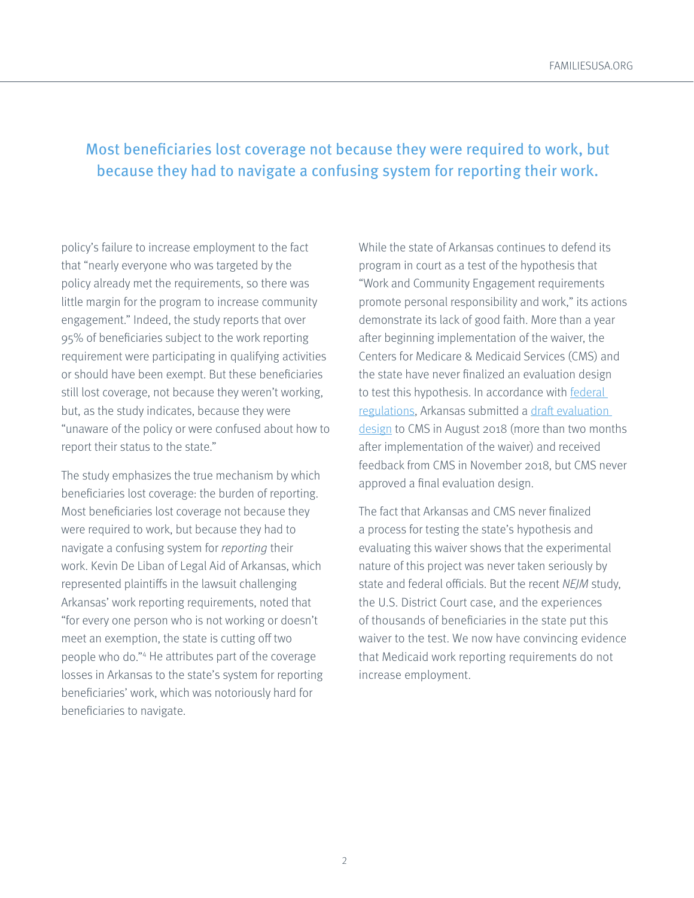> Most beneficiaries lost coverage not because they were required to work, but because they had to navigate a confusing system for reporting their work.

policy's failure to increase employment to the fact that "nearly everyone who was targeted by the policy already met the requirements, so there was little margin for the program to increase community engagement." Indeed, the study reports that over 95% of beneficiaries subject to the work reporting requirement were participating in qualifying activities or should have been exempt. But these beneficiaries still lost coverage, not because they weren't working, but, as the study indicates, because they were "unaware of the policy or were confused about how to report their status to the state."

The study emphasizes the true mechanism by which beneficiaries lost coverage: the burden of reporting. Most beneficiaries lost coverage not because they were required to work, but because they had to navigate a confusing system for *reporting* their work. Kevin De Liban of Legal Aid of Arkansas, which represented plaintiffs in the lawsuit challenging Arkansas' work reporting requirements, noted that "for every one person who is not working or doesn't meet an exemption, the state is cutting off two people who do."[4] He attributes part of the coverage losses in Arkansas to the state's system for reporting beneficiaries' work, which was notoriously hard for beneficiaries to navigate.

While the state of Arkansas continues to defend its program in court as a test of the hypothesis that "Work and Community Engagement requirements promote personal responsibility and work," its actions demonstrate its lack of good faith. More than a year after beginning implementation of the waiver, the Centers for Medicare & Medicaid Services (CMS) and the state have never finalized an evaluation design to test this hypothesis. In accordance with federal regulations, Arkansas submitted a draft evaluation design to CMS in August 2018 (more than two months after implementation of the waiver) and received feedback from CMS in November 2018, but CMS never approved a final evaluation design.

The fact that Arkansas and CMS never finalized a process for testing the state's hypothesis and evaluating this waiver shows that the experimental nature of this project was never taken seriously by state and federal officials. But the recent *NEJM* study, the U.S. District Court case, and the experiences of thousands of beneficiaries in the state put this waiver to the test. We now have convincing evidence that Medicaid work reporting requirements do not increase employment.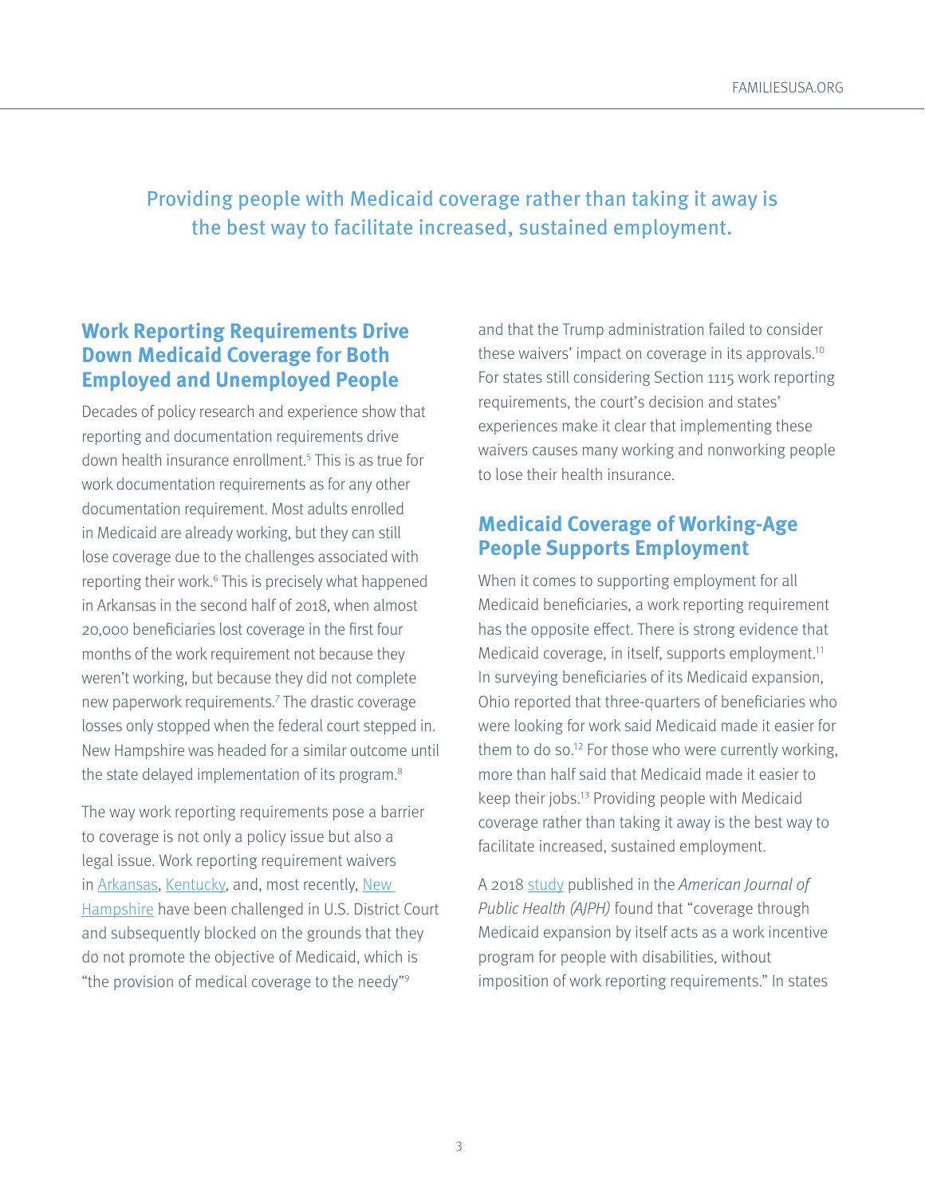Providing people with Medicaid coverage rather than taking it away is the best way to facilitate increased, sustained employment.

## Work Reporting Requirements Drive Down Medicaid Coverage for Both Employed and Unemployed People

Decades of policy research and experience show that reporting and documentation requirements drive down health insurance enrollment.[5] This is as true for work documentation requirements as for any other documentation requirement. Most adults enrolled in Medicaid are already working, but they can still lose coverage due to the challenges associated with reporting their work.[6] This is precisely what happened in Arkansas in the second half of 2018, when almost 20,000 beneficiaries lost coverage in the first four months of the work requirement not because they weren't working, but because they did not complete new paperwork requirements.[7] The drastic coverage losses only stopped when the federal court stepped in. New Hampshire was headed for a similar outcome until the state delayed implementation of its program.[8]

The way work reporting requirements pose a barrier to coverage is not only a policy issue but also a legal issue. Work reporting requirement waivers in Arkansas, Kentucky, and, most recently, New Hampshire have been challenged in U.S. District Court and subsequently blocked on the grounds that they do not promote the objective of Medicaid, which is "the provision of medical coverage to the needy"[9] and that the Trump administration failed to consider these waivers' impact on coverage in its approvals.[10] For states still considering Section 1115 work reporting requirements, the court's decision and states' experiences make it clear that implementing these waivers causes many working and nonworking people to lose their health insurance.

## Medicaid Coverage of Working-Age People Supports Employment

When it comes to supporting employment for all Medicaid beneficiaries, a work reporting requirement has the opposite effect. There is strong evidence that Medicaid coverage, in itself, supports employment.[11] In surveying beneficiaries of its Medicaid expansion, Ohio reported that three-quarters of beneficiaries who were looking for work said Medicaid made it easier for them to do so.[12] For those who were currently working, more than half said that Medicaid made it easier to keep their jobs.[13] Providing people with Medicaid coverage rather than taking it away is the best way to facilitate increased, sustained employment.

A 2018 study published in the *American Journal of Public Health (AJPH)* found that "coverage through Medicaid expansion by itself acts as a work incentive program for people with disabilities, without imposition of work reporting requirements." In states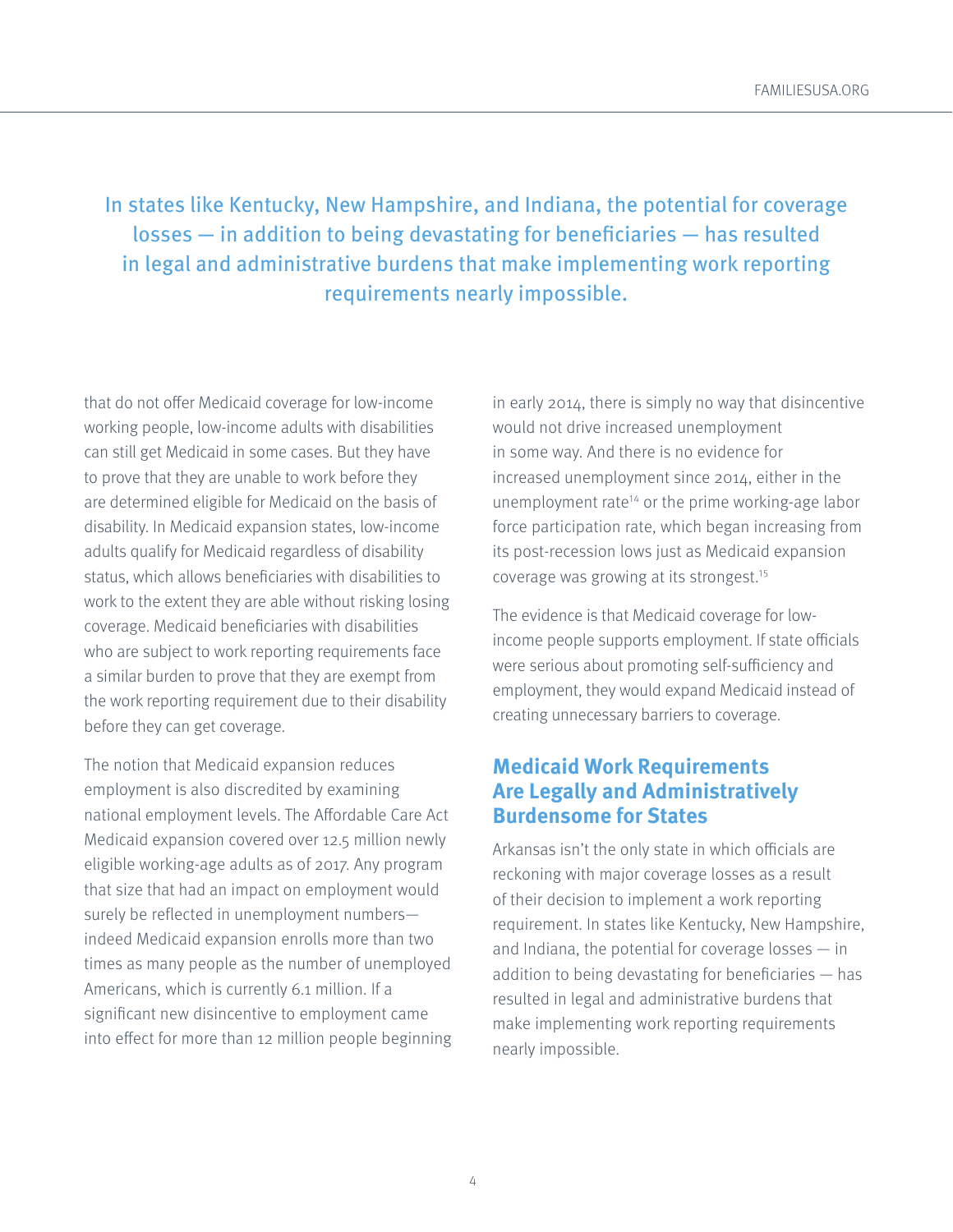> In states like Kentucky, New Hampshire, and Indiana, the potential for coverage losses — in addition to being devastating for beneficiaries — has resulted in legal and administrative burdens that make implementing work reporting requirements nearly impossible.

that do not offer Medicaid coverage for low-income working people, low-income adults with disabilities can still get Medicaid in some cases. But they have to prove that they are unable to work before they are determined eligible for Medicaid on the basis of disability. In Medicaid expansion states, low-income adults qualify for Medicaid regardless of disability status, which allows beneficiaries with disabilities to work to the extent they are able without risking losing coverage. Medicaid beneficiaries with disabilities who are subject to work reporting requirements face a similar burden to prove that they are exempt from the work reporting requirement due to their disability before they can get coverage.

The notion that Medicaid expansion reduces employment is also discredited by examining national employment levels. The Affordable Care Act Medicaid expansion covered over 12.5 million newly eligible working-age adults as of 2017. Any program that size that had an impact on employment would surely be reflected in unemployment numbers—indeed Medicaid expansion enrolls more than two times as many people as the number of unemployed Americans, which is currently 6.1 million. If a significant new disincentive to employment came into effect for more than 12 million people beginning in early 2014, there is simply no way that disincentive would not drive increased unemployment in some way. And there is no evidence for increased unemployment since 2014, either in the unemployment rate[14] or the prime working-age labor force participation rate, which began increasing from its post-recession lows just as Medicaid expansion coverage was growing at its strongest.[15]

The evidence is that Medicaid coverage for low-income people supports employment. If state officials were serious about promoting self-sufficiency and employment, they would expand Medicaid instead of creating unnecessary barriers to coverage.

## Medicaid Work Requirements Are Legally and Administratively Burdensome for States

Arkansas isn't the only state in which officials are reckoning with major coverage losses as a result of their decision to implement a work reporting requirement. In states like Kentucky, New Hampshire, and Indiana, the potential for coverage losses — in addition to being devastating for beneficiaries — has resulted in legal and administrative burdens that make implementing work reporting requirements nearly impossible.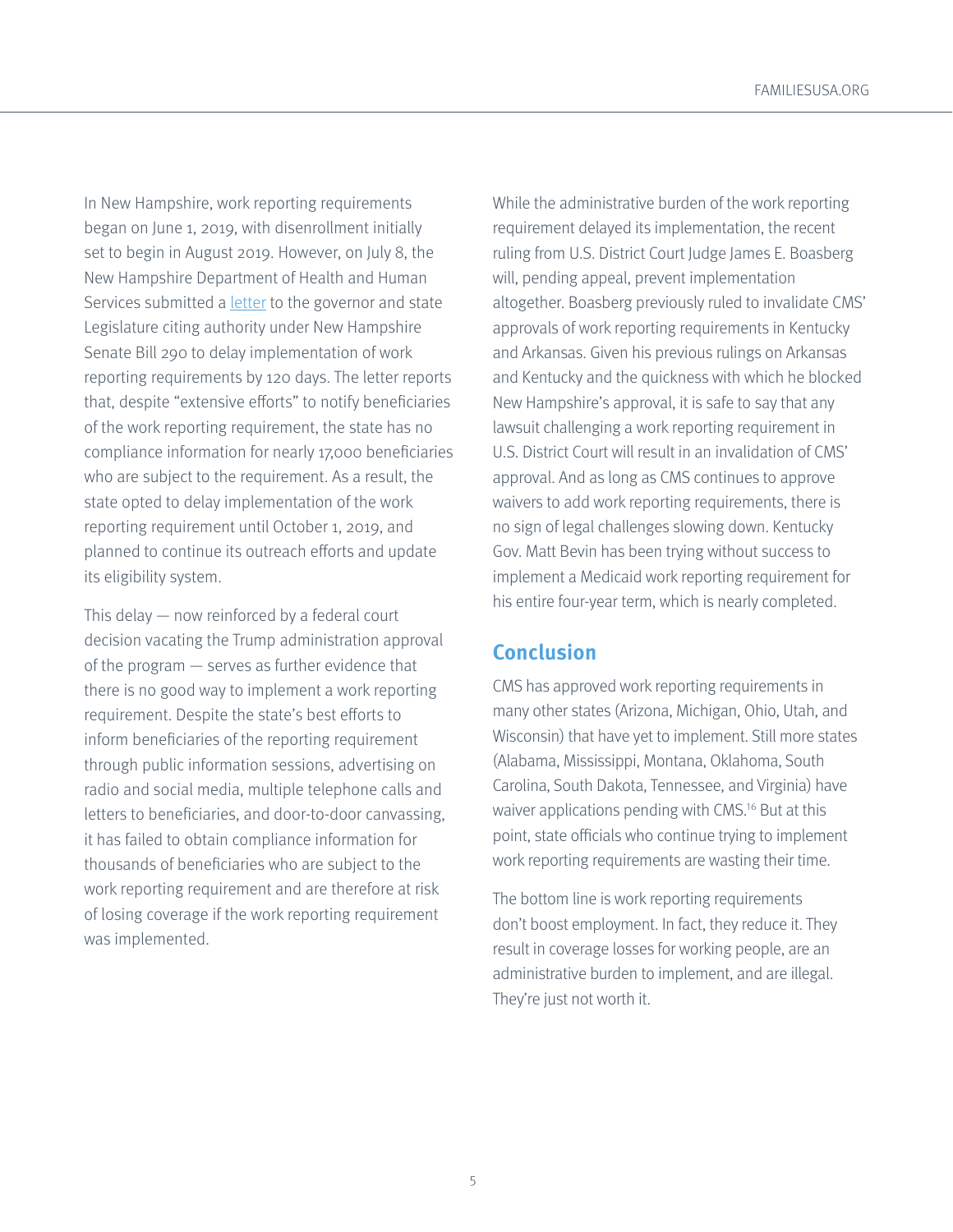In New Hampshire, work reporting requirements began on June 1, 2019, with disenrollment initially set to begin in August 2019. However, on July 8, the New Hampshire Department of Health and Human Services submitted a letter to the governor and state Legislature citing authority under New Hampshire Senate Bill 290 to delay implementation of work reporting requirements by 120 days. The letter reports that, despite "extensive efforts" to notify beneficiaries of the work reporting requirement, the state has no compliance information for nearly 17,000 beneficiaries who are subject to the requirement. As a result, the state opted to delay implementation of the work reporting requirement until October 1, 2019, and planned to continue its outreach efforts and update its eligibility system.

This delay — now reinforced by a federal court decision vacating the Trump administration approval of the program — serves as further evidence that there is no good way to implement a work reporting requirement. Despite the state's best efforts to inform beneficiaries of the reporting requirement through public information sessions, advertising on radio and social media, multiple telephone calls and letters to beneficiaries, and door-to-door canvassing, it has failed to obtain compliance information for thousands of beneficiaries who are subject to the work reporting requirement and are therefore at risk of losing coverage if the work reporting requirement was implemented.

While the administrative burden of the work reporting requirement delayed its implementation, the recent ruling from U.S. District Court Judge James E. Boasberg will, pending appeal, prevent implementation altogether. Boasberg previously ruled to invalidate CMS' approvals of work reporting requirements in Kentucky and Arkansas. Given his previous rulings on Arkansas and Kentucky and the quickness with which he blocked New Hampshire's approval, it is safe to say that any lawsuit challenging a work reporting requirement in U.S. District Court will result in an invalidation of CMS' approval. And as long as CMS continues to approve waivers to add work reporting requirements, there is no sign of legal challenges slowing down. Kentucky Gov. Matt Bevin has been trying without success to implement a Medicaid work reporting requirement for his entire four-year term, which is nearly completed.

## Conclusion

CMS has approved work reporting requirements in many other states (Arizona, Michigan, Ohio, Utah, and Wisconsin) that have yet to implement. Still more states (Alabama, Mississippi, Montana, Oklahoma, South Carolina, South Dakota, Tennessee, and Virginia) have waiver applications pending with CMS.[16] But at this point, state officials who continue trying to implement work reporting requirements are wasting their time.

The bottom line is work reporting requirements don't boost employment. In fact, they reduce it. They result in coverage losses for working people, are an administrative burden to implement, and are illegal. They're just not worth it.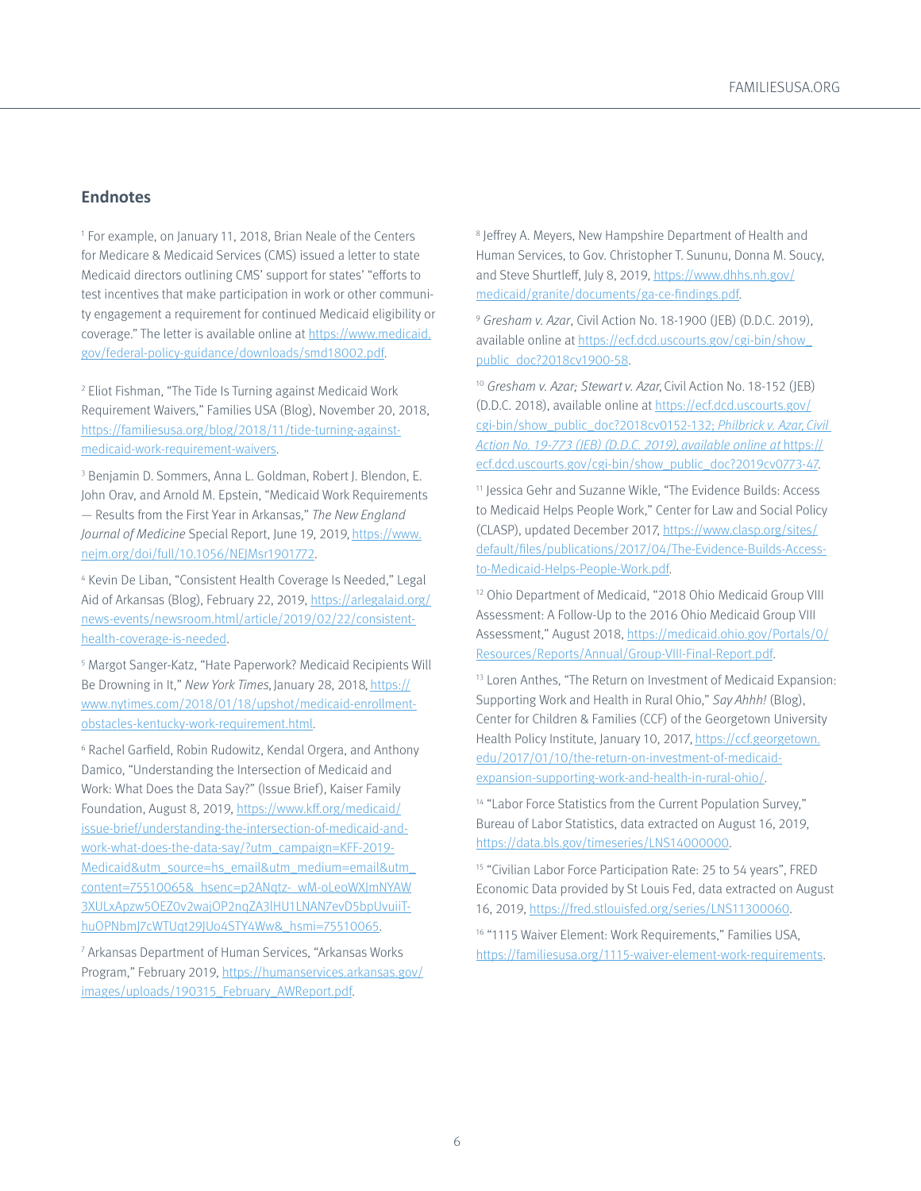## Endnotes

[1] For example, on January 11, 2018, Brian Neale of the Centers for Medicare & Medicaid Services (CMS) issued a letter to state Medicaid directors outlining CMS' support for states' "efforts to test incentives that make participation in work or other community engagement a requirement for continued Medicaid eligibility or coverage." The letter is available online at https://www.medicaid.gov/federal-policy-guidance/downloads/smd18002.pdf.

[2] Eliot Fishman, "The Tide Is Turning against Medicaid Work Requirement Waivers," Families USA (Blog), November 20, 2018, https://familiesusa.org/blog/2018/11/tide-turning-against-medicaid-work-requirement-waivers.

[3] Benjamin D. Sommers, Anna L. Goldman, Robert J. Blendon, E. John Orav, and Arnold M. Epstein, "Medicaid Work Requirements — Results from the First Year in Arkansas," *The New England Journal of Medicine* Special Report, June 19, 2019, https://www.nejm.org/doi/full/10.1056/NEJMsr1901772.

[4] Kevin De Liban, "Consistent Health Coverage Is Needed," Legal Aid of Arkansas (Blog), February 22, 2019, https://arlegalaid.org/news-events/newsroom.html/article/2019/02/22/consistent-health-coverage-is-needed.

[5] Margot Sanger-Katz, "Hate Paperwork? Medicaid Recipients Will Be Drowning in It," *New York Times*, January 28, 2018, https://www.nytimes.com/2018/01/18/upshot/medicaid-enrollment-obstacles-kentucky-work-requirement.html.

[6] Rachel Garfield, Robin Rudowitz, Kendal Orgera, and Anthony Damico, "Understanding the Intersection of Medicaid and Work: What Does the Data Say?" (Issue Brief), Kaiser Family Foundation, August 8, 2019, https://www.kff.org/medicaid/issue-brief/understanding-the-intersection-of-medicaid-and-work-what-does-the-data-say/?utm_campaign=KFF-2019-Medicaid&utm_source=hs_email&utm_medium=email&utm_content=75510065&_hsenc=p2ANqtz-_wM-oLeoWXJmNYAW3XULxApzw5OEZ0v2wajOP2nqZA3lHU1LNAN7evD5bpUvuiiT-huOPNbmJ7cWTUqt29JUo4STY4Ww&_hsmi=75510065.

[7] Arkansas Department of Human Services, "Arkansas Works Program," February 2019, https://humanservices.arkansas.gov/images/uploads/190315_February_AWReport.pdf.

[8] Jeffrey A. Meyers, New Hampshire Department of Health and Human Services, to Gov. Christopher T. Sununu, Donna M. Soucy, and Steve Shurtleff, July 8, 2019, https://www.dhhs.nh.gov/medicaid/granite/documents/ga-ce-findings.pdf.

[9] *Gresham v. Azar*, Civil Action No. 18-1900 (JEB) (D.D.C. 2019), available online at https://ecf.dcd.uscourts.gov/cgi-bin/show_public_doc?2018cv1900-58.

[10] *Gresham v. Azar; Stewart v. Azar,* Civil Action No. 18-152 (JEB) (D.D.C. 2018), available online at https://ecf.dcd.uscourts.gov/cgi-bin/show_public_doc?2018cv0152-132; *Philbrick v. Azar,* Civil Action No. 19-773 (JEB) (D.D.C. 2019), available online at https://ecf.dcd.uscourts.gov/cgi-bin/show_public_doc?2019cv0773-47.

[11] Jessica Gehr and Suzanne Wikle, "The Evidence Builds: Access to Medicaid Helps People Work," Center for Law and Social Policy (CLASP), updated December 2017, https://www.clasp.org/sites/default/files/publications/2017/04/The-Evidence-Builds-Access-to-Medicaid-Helps-People-Work.pdf.

[12] Ohio Department of Medicaid, "2018 Ohio Medicaid Group VIII Assessment: A Follow-Up to the 2016 Ohio Medicaid Group VIII Assessment," August 2018, https://medicaid.ohio.gov/Portals/0/Resources/Reports/Annual/Group-VIII-Final-Report.pdf.

[13] Loren Anthes, "The Return on Investment of Medicaid Expansion: Supporting Work and Health in Rural Ohio," *Say Ahhh!* (Blog), Center for Children & Families (CCF) of the Georgetown University Health Policy Institute, January 10, 2017, https://ccf.georgetown.edu/2017/01/10/the-return-on-investment-of-medicaid-expansion-supporting-work-and-health-in-rural-ohio/.

[14] "Labor Force Statistics from the Current Population Survey," Bureau of Labor Statistics, data extracted on August 16, 2019, https://data.bls.gov/timeseries/LNS14000000.

[15] "Civilian Labor Force Participation Rate: 25 to 54 years", FRED Economic Data provided by St Louis Fed, data extracted on August 16, 2019, https://fred.stlouisfed.org/series/LNS11300060.

[16] "1115 Waiver Element: Work Requirements," Families USA, https://familiesusa.org/1115-waiver-element-work-requirements.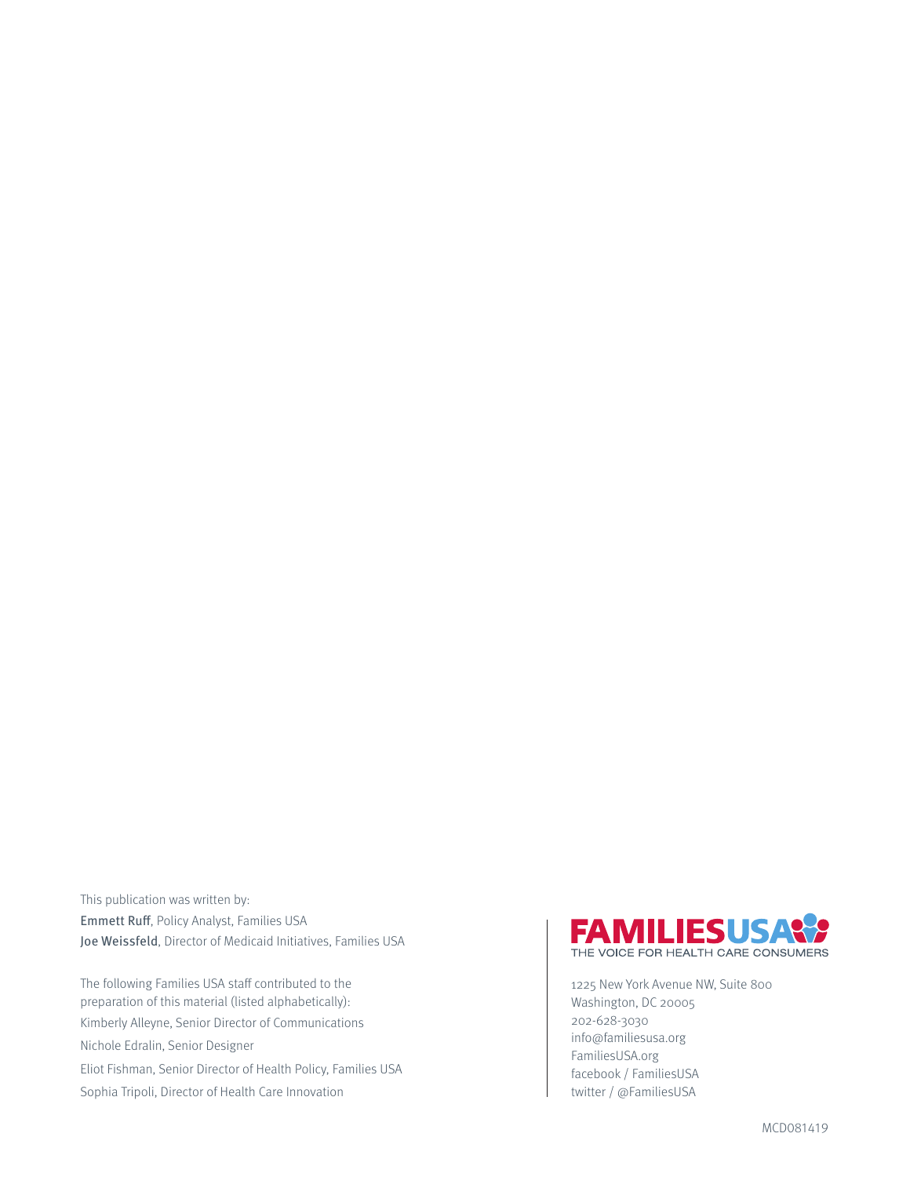This publication was written by:

**Emmett Ruff**, Policy Analyst, Families USA

**Joe Weissfeld**, Director of Medicaid Initiatives, Families USA

The following Families USA staff contributed to the preparation of this material (listed alphabetically):

Kimberly Alleyne, Senior Director of Communications

Nichole Edralin, Senior Designer

Eliot Fishman, Senior Director of Health Policy, Families USA

Sophia Tripoli, Director of Health Care Innovation

FAMILIESUSA
THE VOICE FOR HEALTH CARE CONSUMERS

1225 New York Avenue NW, Suite 800
Washington, DC 20005
202-628-3030
info@familiesusa.org
FamiliesUSA.org
facebook / FamiliesUSA
twitter / @FamiliesUSA

MCD081419